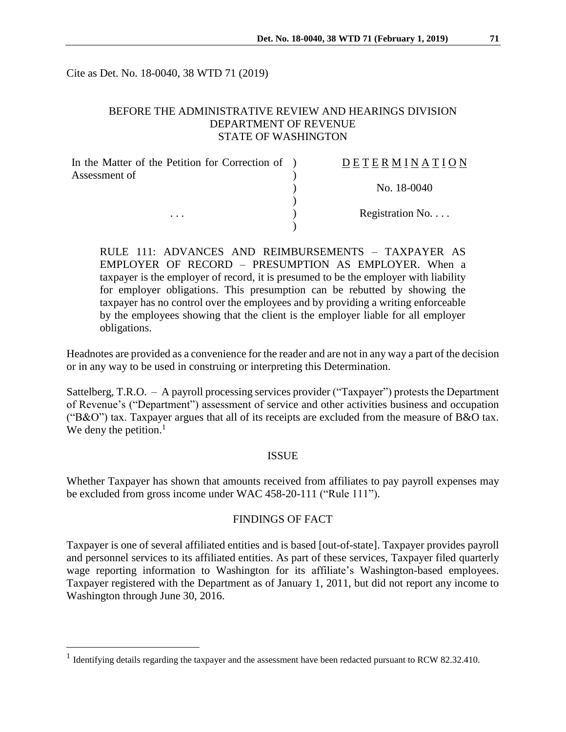Cite as Det. No. 18-0040, 38 WTD 71 (2019)

BEFORE THE ADMINISTRATIVE REVIEW AND HEARINGS DIVISION
DEPARTMENT OF REVENUE
STATE OF WASHINGTON

| | | |
|---|---|---|
| In the Matter of the Petition for Correction of Assessment of | ) | D E T E R M I N A T I O N |
| | ) | No. 18-0040 |
| . . . | ) | Registration No. . . . |

RULE 111: ADVANCES AND REIMBURSEMENTS – TAXPAYER AS EMPLOYER OF RECORD – PRESUMPTION AS EMPLOYER. When a taxpayer is the employer of record, it is presumed to be the employer with liability for employer obligations. This presumption can be rebutted by showing the taxpayer has no control over the employees and by providing a writing enforceable by the employees showing that the client is the employer liable for all employer obligations.

Headnotes are provided as a convenience for the reader and are not in any way a part of the decision or in any way to be used in construing or interpreting this Determination.

Sattelberg, T.R.O. – A payroll processing services provider ("Taxpayer") protests the Department of Revenue's ("Department") assessment of service and other activities business and occupation ("B&O") tax. Taxpayer argues that all of its receipts are excluded from the measure of B&O tax. We deny the petition.[1]

## ISSUE

Whether Taxpayer has shown that amounts received from affiliates to pay payroll expenses may be excluded from gross income under WAC 458-20-111 ("Rule 111").

## FINDINGS OF FACT

Taxpayer is one of several affiliated entities and is based [out-of-state]. Taxpayer provides payroll and personnel services to its affiliated entities. As part of these services, Taxpayer filed quarterly wage reporting information to Washington for its affiliate's Washington-based employees. Taxpayer registered with the Department as of January 1, 2011, but did not report any income to Washington through June 30, 2016.

[1] Identifying details regarding the taxpayer and the assessment have been redacted pursuant to RCW 82.32.410.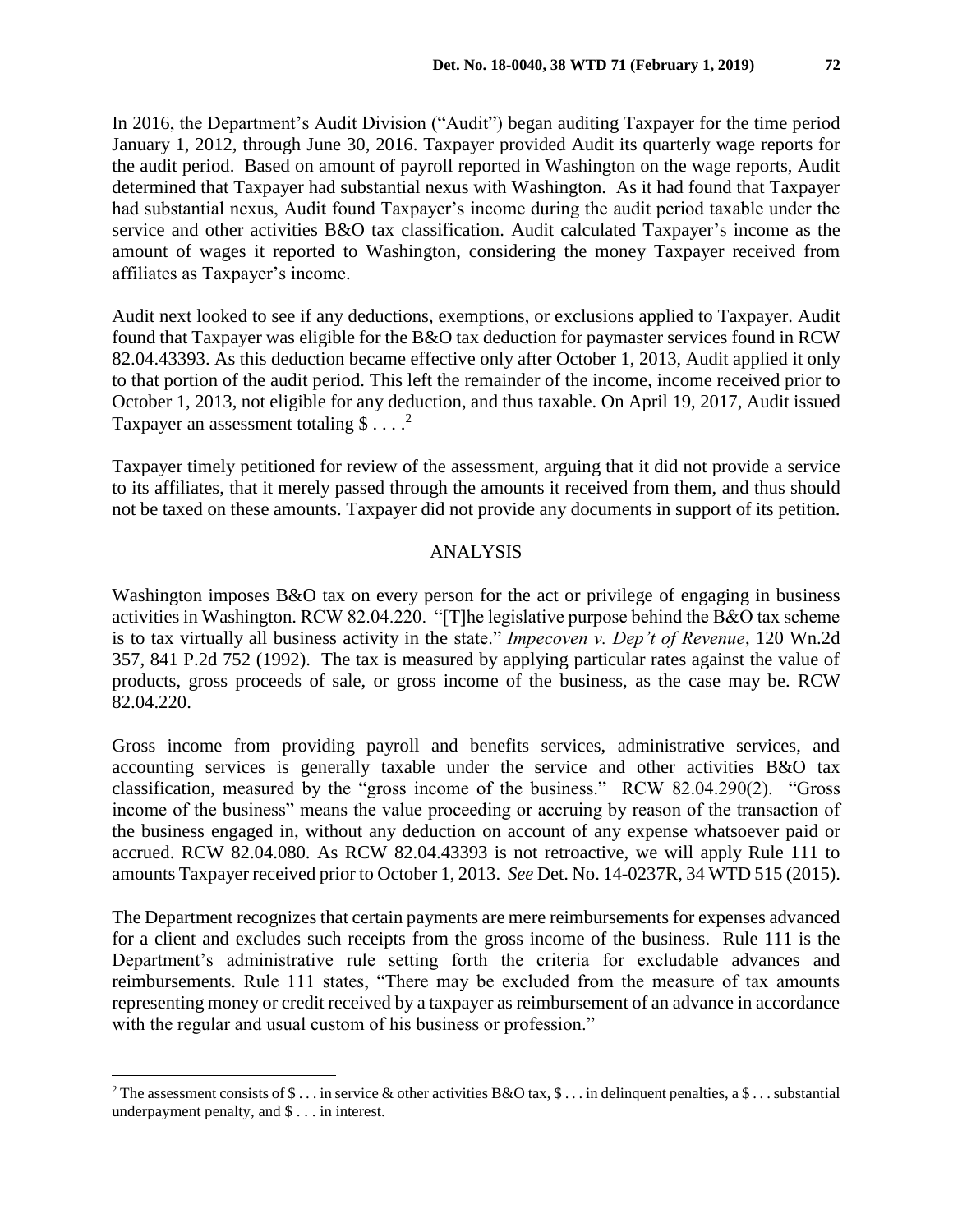In 2016, the Department's Audit Division ("Audit") began auditing Taxpayer for the time period January 1, 2012, through June 30, 2016. Taxpayer provided Audit its quarterly wage reports for the audit period. Based on amount of payroll reported in Washington on the wage reports, Audit determined that Taxpayer had substantial nexus with Washington. As it had found that Taxpayer had substantial nexus, Audit found Taxpayer's income during the audit period taxable under the service and other activities B&O tax classification. Audit calculated Taxpayer's income as the amount of wages it reported to Washington, considering the money Taxpayer received from affiliates as Taxpayer's income.

Audit next looked to see if any deductions, exemptions, or exclusions applied to Taxpayer. Audit found that Taxpayer was eligible for the B&O tax deduction for paymaster services found in RCW 82.04.43393. As this deduction became effective only after October 1, 2013, Audit applied it only to that portion of the audit period. This left the remainder of the income, income received prior to October 1, 2013, not eligible for any deduction, and thus taxable. On April 19, 2017, Audit issued Taxpayer an assessment totaling $ . . . .[2]

Taxpayer timely petitioned for review of the assessment, arguing that it did not provide a service to its affiliates, that it merely passed through the amounts it received from them, and thus should not be taxed on these amounts. Taxpayer did not provide any documents in support of its petition.

## ANALYSIS

Washington imposes B&O tax on every person for the act or privilege of engaging in business activities in Washington. RCW 82.04.220. "[T]he legislative purpose behind the B&O tax scheme is to tax virtually all business activity in the state." *Impecoven v. Dep't of Revenue*, 120 Wn.2d 357, 841 P.2d 752 (1992). The tax is measured by applying particular rates against the value of products, gross proceeds of sale, or gross income of the business, as the case may be. RCW 82.04.220.

Gross income from providing payroll and benefits services, administrative services, and accounting services is generally taxable under the service and other activities B&O tax classification, measured by the "gross income of the business." RCW 82.04.290(2). "Gross income of the business" means the value proceeding or accruing by reason of the transaction of the business engaged in, without any deduction on account of any expense whatsoever paid or accrued. RCW 82.04.080. As RCW 82.04.43393 is not retroactive, we will apply Rule 111 to amounts Taxpayer received prior to October 1, 2013. *See* Det. No. 14-0237R, 34 WTD 515 (2015).

The Department recognizes that certain payments are mere reimbursements for expenses advanced for a client and excludes such receipts from the gross income of the business. Rule 111 is the Department's administrative rule setting forth the criteria for excludable advances and reimbursements. Rule 111 states, "There may be excluded from the measure of tax amounts representing money or credit received by a taxpayer as reimbursement of an advance in accordance with the regular and usual custom of his business or profession."

---

[2] The assessment consists of $ . . . in service & other activities B&O tax, $ . . . in delinquent penalties, a $ . . . substantial underpayment penalty, and $ . . . in interest.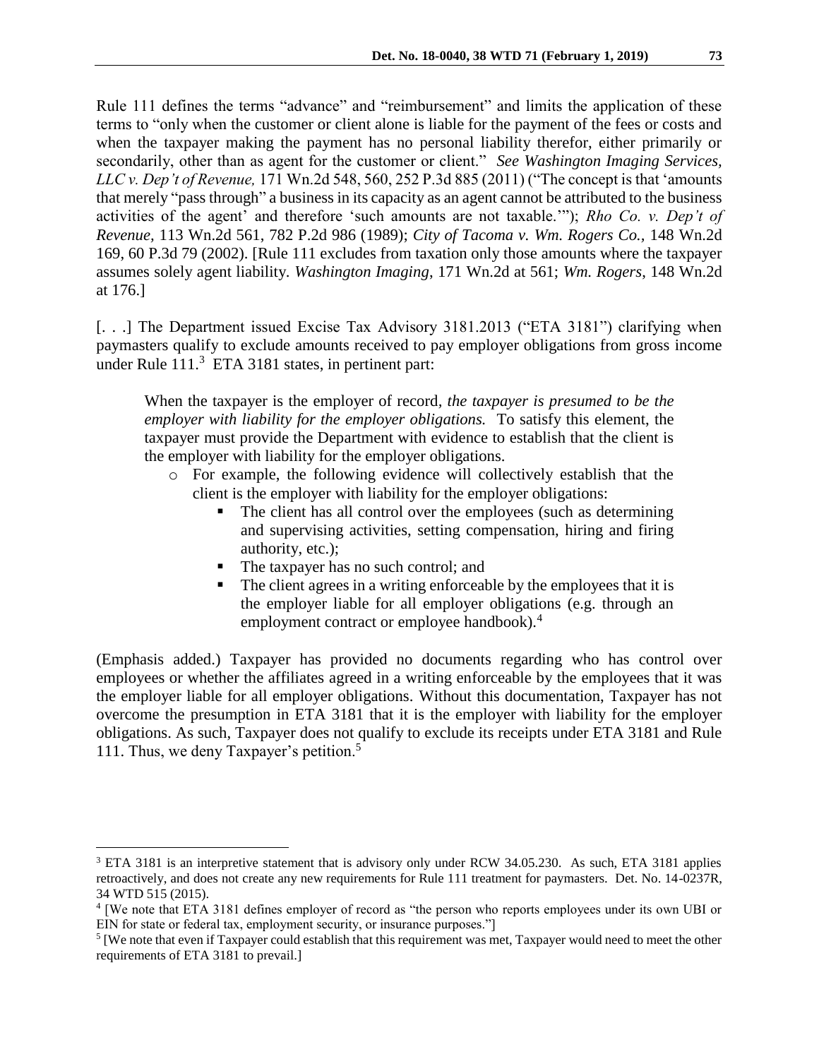Rule 111 defines the terms "advance" and "reimbursement" and limits the application of these terms to "only when the customer or client alone is liable for the payment of the fees or costs and when the taxpayer making the payment has no personal liability therefor, either primarily or secondarily, other than as agent for the customer or client." *See Washington Imaging Services, LLC v. Dep't of Revenue,* 171 Wn.2d 548, 560, 252 P.3d 885 (2011) ("The concept is that 'amounts that merely "pass through" a business in its capacity as an agent cannot be attributed to the business activities of the agent' and therefore 'such amounts are not taxable.'"); *Rho Co. v. Dep't of Revenue,* 113 Wn.2d 561, 782 P.2d 986 (1989); *City of Tacoma v. Wm. Rogers Co.,* 148 Wn.2d 169, 60 P.3d 79 (2002). [Rule 111 excludes from taxation only those amounts where the taxpayer assumes solely agent liability. *Washington Imaging*, 171 Wn.2d at 561; *Wm. Rogers*, 148 Wn.2d at 176.]

[. . .] The Department issued Excise Tax Advisory 3181.2013 ("ETA 3181") clarifying when paymasters qualify to exclude amounts received to pay employer obligations from gross income under Rule 111.[3] ETA 3181 states, in pertinent part:

> When the taxpayer is the employer of record, *the taxpayer is presumed to be the employer with liability for the employer obligations.* To satisfy this element, the taxpayer must provide the Department with evidence to establish that the client is the employer with liability for the employer obligations.
>
> - For example, the following evidence will collectively establish that the client is the employer with liability for the employer obligations:
>   - The client has all control over the employees (such as determining and supervising activities, setting compensation, hiring and firing authority, etc.);
>   - The taxpayer has no such control; and
>   - The client agrees in a writing enforceable by the employees that it is the employer liable for all employer obligations (e.g. through an employment contract or employee handbook).[4]

(Emphasis added.) Taxpayer has provided no documents regarding who has control over employees or whether the affiliates agreed in a writing enforceable by the employees that it was the employer liable for all employer obligations. Without this documentation, Taxpayer has not overcome the presumption in ETA 3181 that it is the employer with liability for the employer obligations. As such, Taxpayer does not qualify to exclude its receipts under ETA 3181 and Rule 111. Thus, we deny Taxpayer's petition.[5]

---

[3] ETA 3181 is an interpretive statement that is advisory only under RCW 34.05.230. As such, ETA 3181 applies retroactively, and does not create any new requirements for Rule 111 treatment for paymasters. Det. No. 14-0237R, 34 WTD 515 (2015).

[4] [We note that ETA 3181 defines employer of record as "the person who reports employees under its own UBI or EIN for state or federal tax, employment security, or insurance purposes."]

[5] [We note that even if Taxpayer could establish that this requirement was met, Taxpayer would need to meet the other requirements of ETA 3181 to prevail.]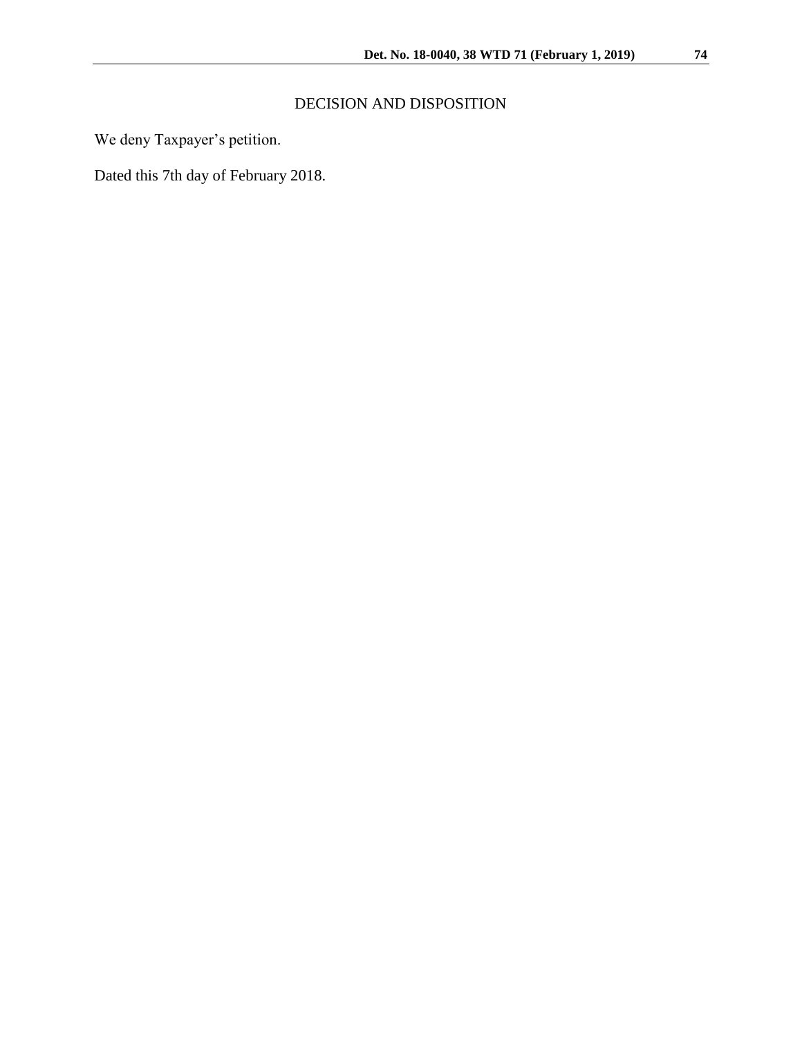## DECISION AND DISPOSITION

We deny Taxpayer's petition.

Dated this 7th day of February 2018.